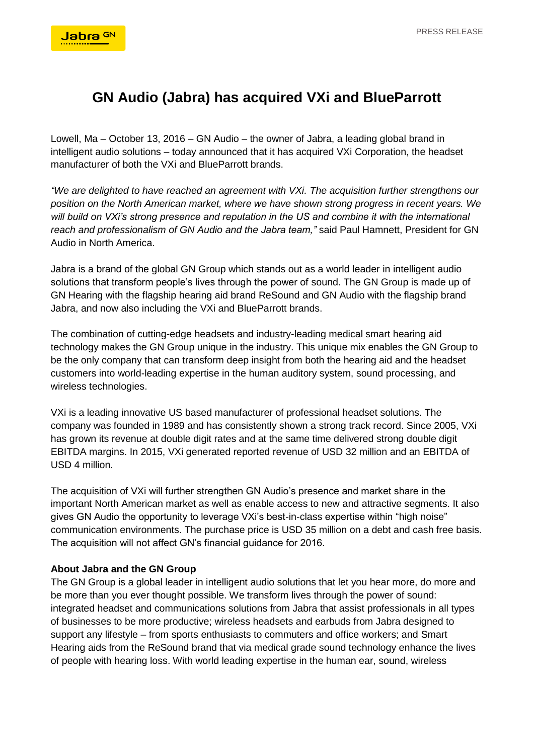# GN Audio (Jabra) has acquired VXi and BlueParrott

Lowell, Ma – October 13, 2016 – GN Audio – the owner of Jabra, a leading global brand in intelligent audio solutions – today announced that it has acquired VXi Corporation, the headset manufacturer of both the VXi and BlueParrott brands.

*"We are delighted to have reached an agreement with VXi. The acquisition further strengthens our position on the North American market, where we have shown strong progress in recent years. We will build on VXi's strong presence and reputation in the US and combine it with the international reach and professionalism of GN Audio and the Jabra team,"* said Paul Hamnett, President for GN Audio in North America.

Jabra is a brand of the global GN Group which stands out as a world leader in intelligent audio solutions that transform people's lives through the power of sound. The GN Group is made up of GN Hearing with the flagship hearing aid brand ReSound and GN Audio with the flagship brand Jabra, and now also including the VXi and BlueParrott brands.

The combination of cutting-edge headsets and industry-leading medical smart hearing aid technology makes the GN Group unique in the industry. This unique mix enables the GN Group to be the only company that can transform deep insight from both the hearing aid and the headset customers into world-leading expertise in the human auditory system, sound processing, and wireless technologies.

VXi is a leading innovative US based manufacturer of professional headset solutions. The company was founded in 1989 and has consistently shown a strong track record. Since 2005, VXi has grown its revenue at double digit rates and at the same time delivered strong double digit EBITDA margins. In 2015, VXi generated reported revenue of USD 32 million and an EBITDA of USD 4 million.

The acquisition of VXi will further strengthen GN Audio's presence and market share in the important North American market as well as enable access to new and attractive segments. It also gives GN Audio the opportunity to leverage VXi's best-in-class expertise within "high noise" communication environments. The purchase price is USD 35 million on a debt and cash free basis. The acquisition will not affect GN's financial guidance for 2016.

**About Jabra and the GN Group**

The GN Group is a global leader in intelligent audio solutions that let you hear more, do more and be more than you ever thought possible. We transform lives through the power of sound: integrated headset and communications solutions from Jabra that assist professionals in all types of businesses to be more productive; wireless headsets and earbuds from Jabra designed to support any lifestyle – from sports enthusiasts to commuters and office workers; and Smart Hearing aids from the ReSound brand that via medical grade sound technology enhance the lives of people with hearing loss. With world leading expertise in the human ear, sound, wireless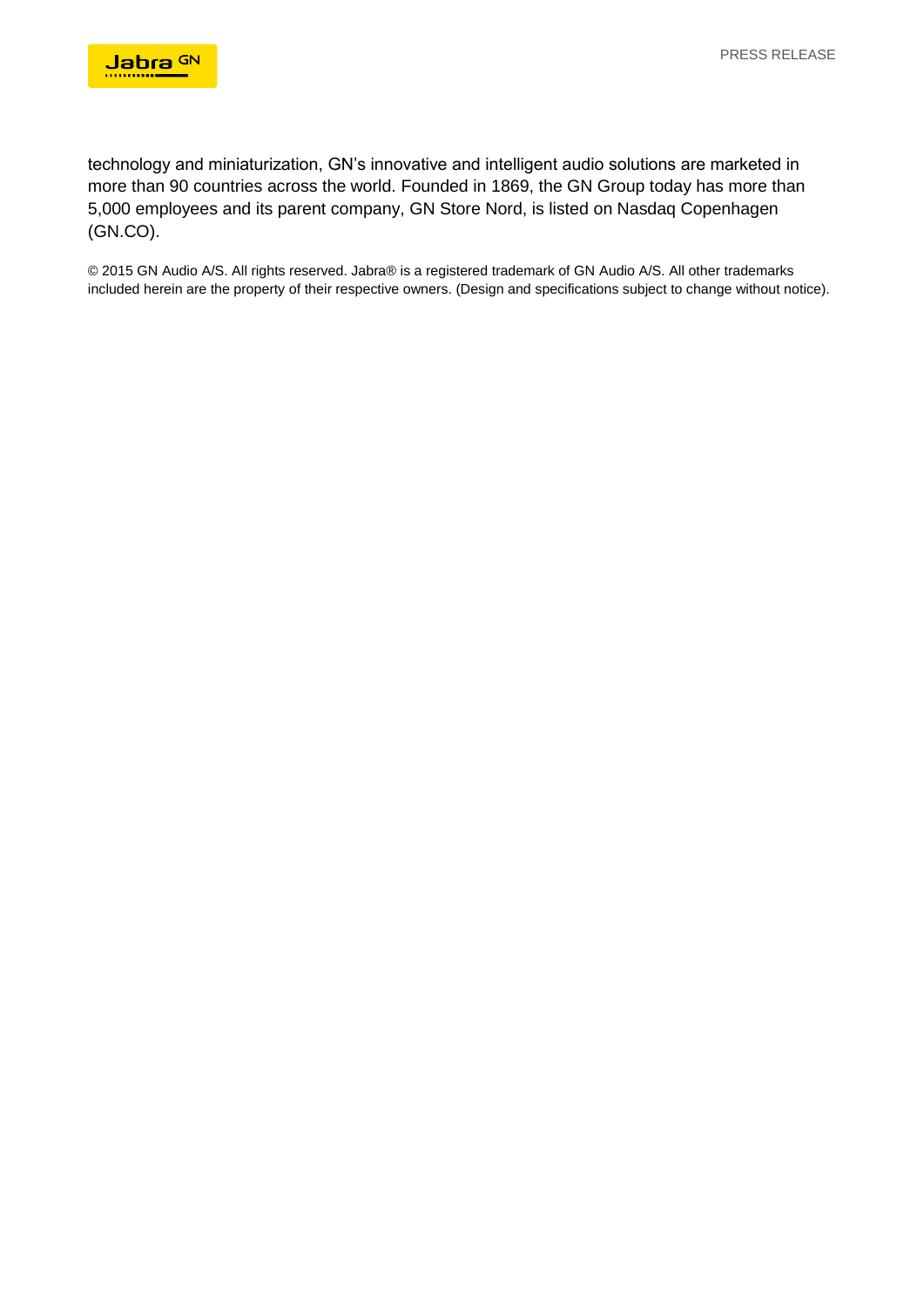technology and miniaturization, GN's innovative and intelligent audio solutions are marketed in more than 90 countries across the world. Founded in 1869, the GN Group today has more than 5,000 employees and its parent company, GN Store Nord, is listed on Nasdaq Copenhagen (GN.CO).

© 2015 GN Audio A/S. All rights reserved. Jabra® is a registered trademark of GN Audio A/S. All other trademarks included herein are the property of their respective owners. (Design and specifications subject to change without notice).